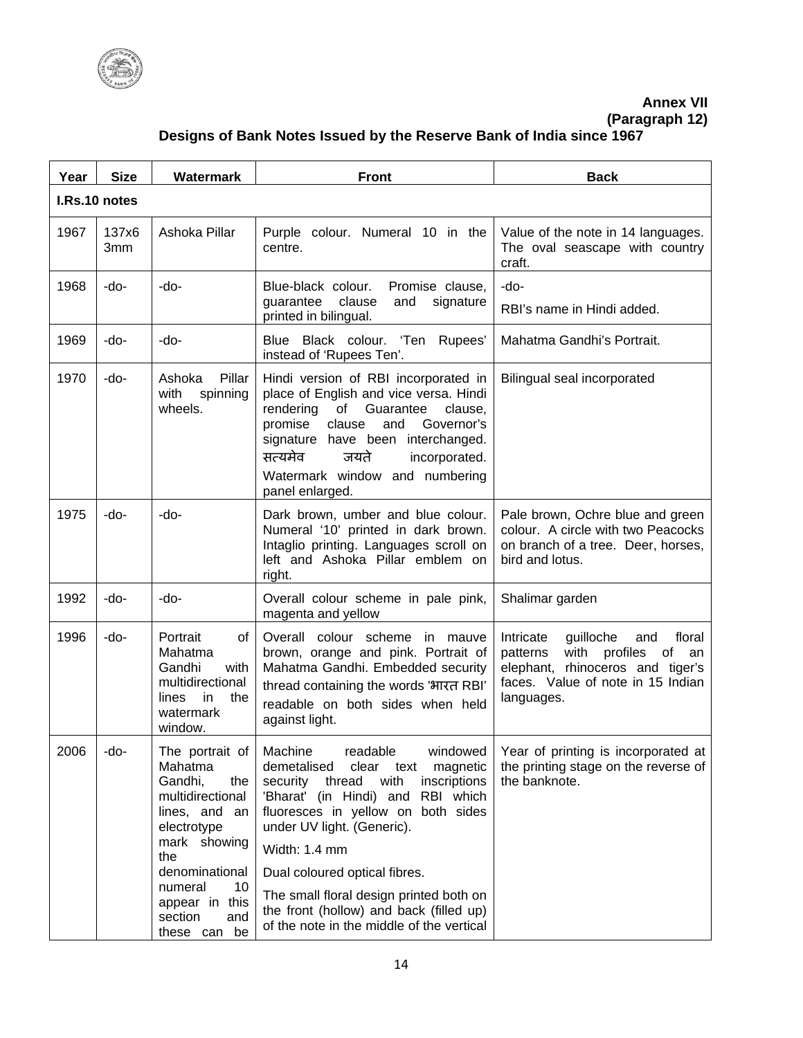**Annex VII**
**(Paragraph 12)**

## Designs of Bank Notes Issued by the Reserve Bank of India since 1967

| Year | Size | Watermark | Front | Back |
|---|---|---|---|---|
| **I.Rs.10 notes** | | | | |
| 1967 | 137x63mm | Ashoka Pillar | Purple colour. Numeral 10 in the centre. | Value of the note in 14 languages. The oval seascape with country craft. |
| 1968 | -do- | -do- | Blue-black colour. Promise clause, guarantee clause and signature printed in bilingual. | -do-<br>RBI's name in Hindi added. |
| 1969 | -do- | -do- | Blue Black colour. 'Ten Rupees' instead of 'Rupees Ten'. | Mahatma Gandhi's Portrait. |
| 1970 | -do- | Ashoka Pillar with spinning wheels. | Hindi version of RBI incorporated in place of English and vice versa. Hindi rendering of Guarantee clause, promise clause and Governor's signature have been interchanged. सत्यमेव जयते incorporated.<br>Watermark window and numbering panel enlarged. | Bilingual seal incorporated |
| 1975 | -do- | -do- | Dark brown, umber and blue colour. Numeral '10' printed in dark brown. Intaglio printing. Languages scroll on left and Ashoka Pillar emblem on right. | Pale brown, Ochre blue and green colour. A circle with two Peacocks on branch of a tree. Deer, horses, bird and lotus. |
| 1992 | -do- | -do- | Overall colour scheme in pale pink, magenta and yellow | Shalimar garden |
| 1996 | -do- | Portrait of Mahatma Gandhi with multidirectional lines in the watermark window. | Overall colour scheme in mauve brown, orange and pink. Portrait of Mahatma Gandhi. Embedded security thread containing the words 'भारत RBI' readable on both sides when held against light. | Intricate guilloche and floral patterns with profiles of an elephant, rhinoceros and tiger's faces. Value of note in 15 Indian languages. |
| 2006 | -do- | The portrait of Mahatma Gandhi, the multidirectional lines, and an electrotype mark showing the denominational numeral 10 appear in this section and these can be | Machine readable windowed demetalised clear text magnetic security thread with inscriptions 'Bharat' (in Hindi) and RBI which fluoresces in yellow on both sides under UV light. (Generic).<br>Width: 1.4 mm<br>Dual coloured optical fibres.<br>The small floral design printed both on the front (hollow) and back (filled up) of the note in the middle of the vertical | Year of printing is incorporated at the printing stage on the reverse of the banknote. |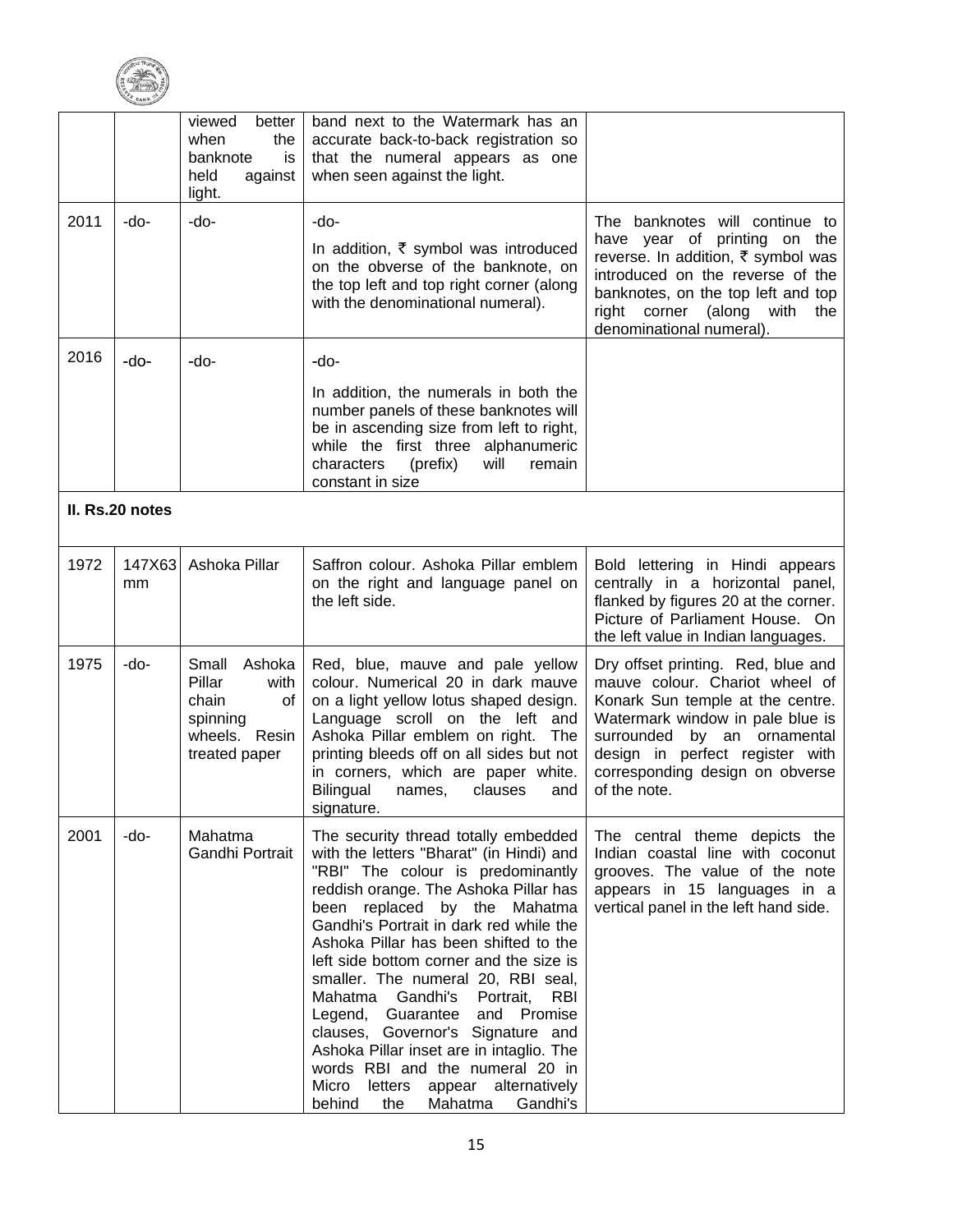| | | | | |
|---|---|---|---|---|
| | | viewed better when the banknote is held against light. | band next to the Watermark has an accurate back-to-back registration so that the numeral appears as one when seen against the light. | |
| 2011 | -do- | -do- | -do-<br>In addition, ₹ symbol was introduced on the obverse of the banknote, on the top left and top right corner (along with the denominational numeral). | The banknotes will continue to have year of printing on the reverse. In addition, ₹ symbol was introduced on the reverse of the banknotes, on the top left and top right corner (along with the denominational numeral). |
| 2016 | -do- | -do- | -do-<br>In addition, the numerals in both the number panels of these banknotes will be in ascending size from left to right, while the first three alphanumeric characters (prefix) will remain constant in size | |
| **II. Rs.20 notes** | | | | |
| 1972 | 147X63 mm | Ashoka Pillar | Saffron colour. Ashoka Pillar emblem on the right and language panel on the left side. | Bold lettering in Hindi appears centrally in a horizontal panel, flanked by figures 20 at the corner. Picture of Parliament House. On the left value in Indian languages. |
| 1975 | -do- | Small Ashoka Pillar with chain of spinning wheels. Resin treated paper | Red, blue, mauve and pale yellow colour. Numerical 20 in dark mauve on a light yellow lotus shaped design. Language scroll on the left and Ashoka Pillar emblem on right. The printing bleeds off on all sides but not in corners, which are paper white. Bilingual names, clauses and signature. | Dry offset printing. Red, blue and mauve colour. Chariot wheel of Konark Sun temple at the centre. Watermark window in pale blue is surrounded by an ornamental design in perfect register with corresponding design on obverse of the note. |
| 2001 | -do- | Mahatma Gandhi Portrait | The security thread totally embedded with the letters "Bharat" (in Hindi) and "RBI" The colour is predominantly reddish orange. The Ashoka Pillar has been replaced by the Mahatma Gandhi's Portrait in dark red while the Ashoka Pillar has been shifted to the left side bottom corner and the size is smaller. The numeral 20, RBI seal, Mahatma Gandhi's Portrait, RBI Legend, Guarantee and Promise clauses, Governor's Signature and Ashoka Pillar inset are in intaglio. The words RBI and the numeral 20 in Micro letters appear alternatively behind the Mahatma Gandhi's | The central theme depicts the Indian coastal line with coconut grooves. The value of the note appears in 15 languages in a vertical panel in the left hand side. |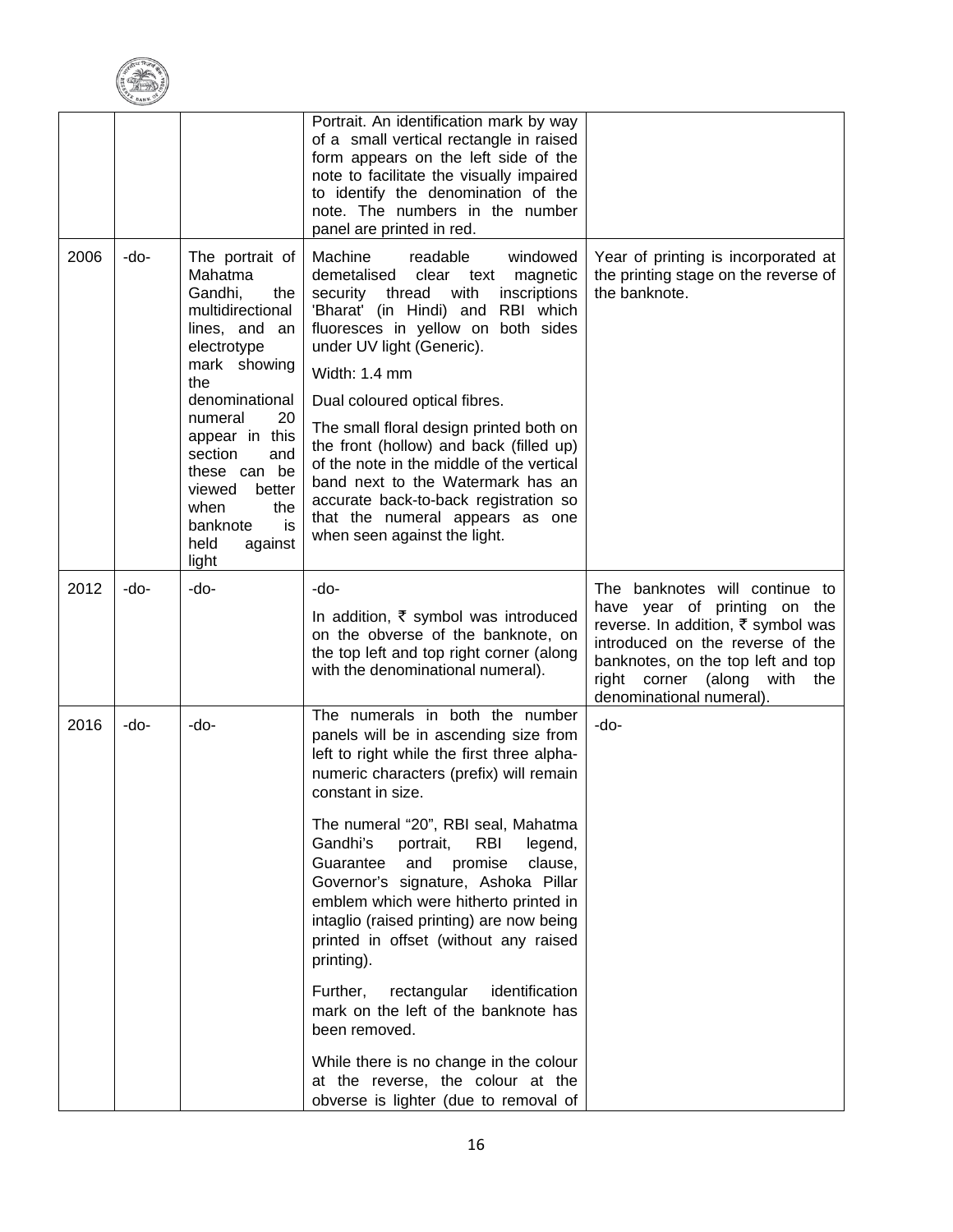| | | | | |
|---|---|---|---|---|
| | | | Portrait. An identification mark by way of a small vertical rectangle in raised form appears on the left side of the note to facilitate the visually impaired to identify the denomination of the note. The numbers in the number panel are printed in red. | |
| 2006 | -do- | The portrait of Mahatma Gandhi, the multidirectional lines, and an electrotype mark showing the denominational numeral 20 appear in this section and these can be viewed better when the banknote is held against light | Machine readable windowed demetalised clear text magnetic security thread with inscriptions 'Bharat' (in Hindi) and RBI which fluoresces in yellow on both sides under UV light (Generic).<br><br>Width: 1.4 mm<br><br>Dual coloured optical fibres.<br><br>The small floral design printed both on the front (hollow) and back (filled up) of the note in the middle of the vertical band next to the Watermark has an accurate back-to-back registration so that the numeral appears as one when seen against the light. | Year of printing is incorporated at the printing stage on the reverse of the banknote. |
| 2012 | -do- | -do- | -do-<br><br>In addition, ₹ symbol was introduced on the obverse of the banknote, on the top left and top right corner (along with the denominational numeral). | The banknotes will continue to have year of printing on the reverse. In addition, ₹ symbol was introduced on the reverse of the banknotes, on the top left and top right corner (along with the denominational numeral). |
| 2016 | -do- | -do- | The numerals in both the number panels will be in ascending size from left to right while the first three alpha-numeric characters (prefix) will remain constant in size.<br><br>The numeral "20", RBI seal, Mahatma Gandhi's portrait, RBI legend, Guarantee and promise clause, Governor's signature, Ashoka Pillar emblem which were hitherto printed in intaglio (raised printing) are now being printed in offset (without any raised printing).<br><br>Further, rectangular identification mark on the left of the banknote has been removed.<br><br>While there is no change in the colour at the reverse, the colour at the obverse is lighter (due to removal of | -do- |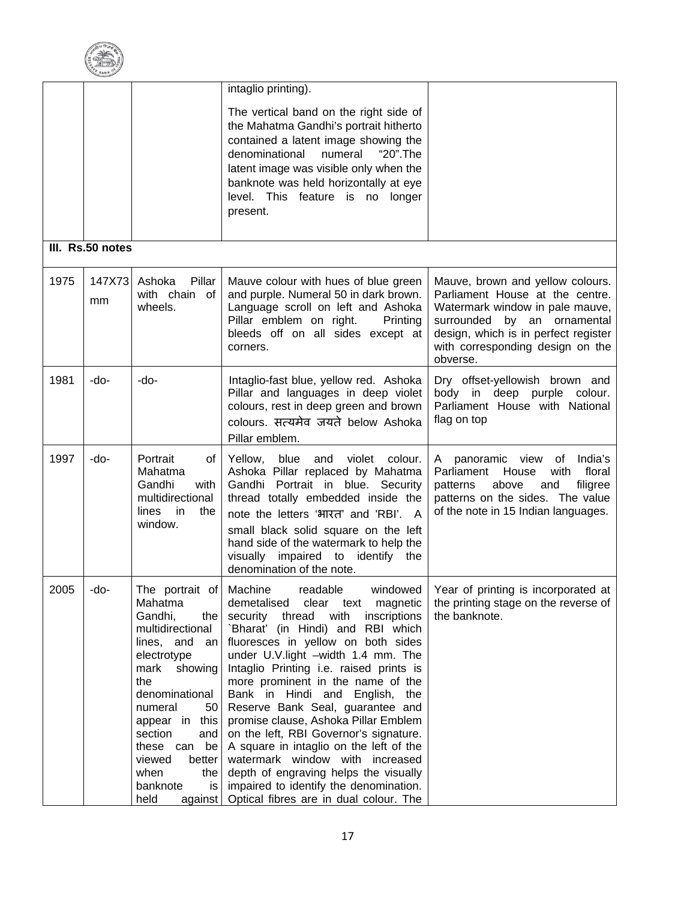| | | | | |
|---|---|---|---|---|
| | | | intaglio printing).<br><br>The vertical band on the right side of the Mahatma Gandhi's portrait hitherto contained a latent image showing the denominational numeral "20".The latent image was visible only when the banknote was held horizontally at eye level. This feature is no longer present. | |
| **III. Rs.50 notes** | | | | |
| 1975 | 147X73 mm | Ashoka Pillar with chain of wheels. | Mauve colour with hues of blue green and purple. Numeral 50 in dark brown. Language scroll on left and Ashoka Pillar emblem on right. Printing bleeds off on all sides except at corners. | Mauve, brown and yellow colours. Parliament House at the centre. Watermark window in pale mauve, surrounded by an ornamental design, which is in perfect register with corresponding design on the obverse. |
| 1981 | -do- | -do- | Intaglio-fast blue, yellow red. Ashoka Pillar and languages in deep violet colours, rest in deep green and brown colours. सत्यमेव जयते below Ashoka Pillar emblem. | Dry offset-yellowish brown and body in deep purple colour. Parliament House with National flag on top |
| 1997 | -do- | Portrait of Mahatma Gandhi with multidirectional lines in the window. | Yellow, blue and violet colour. Ashoka Pillar replaced by Mahatma Gandhi Portrait in blue. Security thread totally embedded inside the note the letters 'भारत' and 'RBI'. A small black solid square on the left hand side of the watermark to help the visually impaired to identify the denomination of the note. | A panoramic view of India's Parliament House with floral patterns above and filigree patterns on the sides. The value of the note in 15 Indian languages. |
| 2005 | -do- | The portrait of Mahatma Gandhi, the multidirectional lines, and an electrotype mark showing the denominational numeral 50 appear in this section and these can be viewed better when the banknote is held against | Machine readable windowed demetalised clear text magnetic security thread with inscriptions `Bharat' (in Hindi) and RBI which fluoresces in yellow on both sides under U.V.light –width 1.4 mm. The Intaglio Printing i.e. raised prints is more prominent in the name of the Bank in Hindi and English, the Reserve Bank Seal, guarantee and promise clause, Ashoka Pillar Emblem on the left, RBI Governor's signature. A square in intaglio on the left of the watermark window with increased depth of engraving helps the visually impaired to identify the denomination. Optical fibres are in dual colour. The | Year of printing is incorporated at the printing stage on the reverse of the banknote. |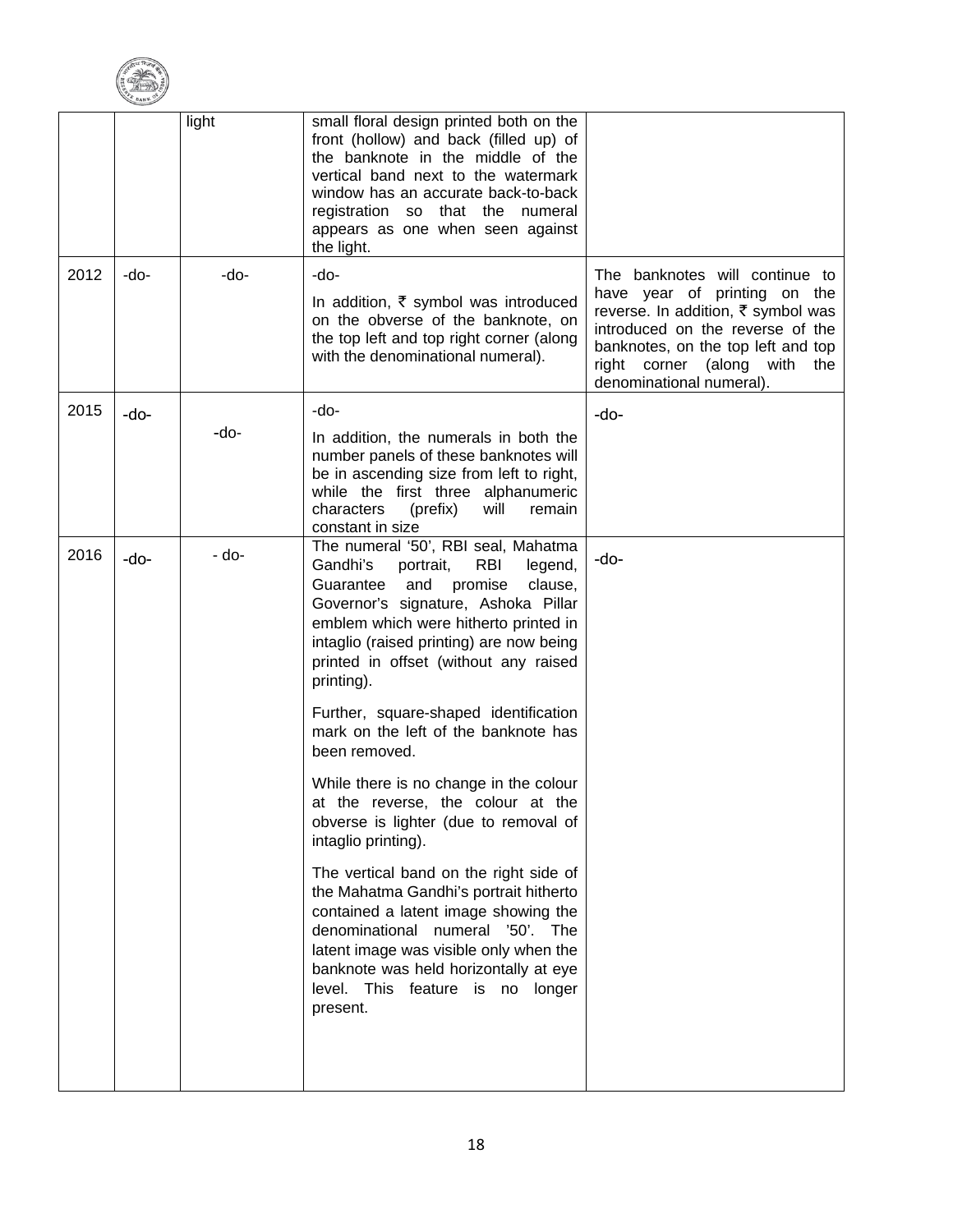| | | | | |
|---|---|---|---|---|
| | | light | small floral design printed both on the front (hollow) and back (filled up) of the banknote in the middle of the vertical band next to the watermark window has an accurate back-to-back registration so that the numeral appears as one when seen against the light. | |
| 2012 | -do- | -do- | -do-<br><br>In addition, ₹ symbol was introduced on the obverse of the banknote, on the top left and top right corner (along with the denominational numeral). | The banknotes will continue to have year of printing on the reverse. In addition, ₹ symbol was introduced on the reverse of the banknotes, on the top left and top right corner (along with the denominational numeral). |
| 2015 | -do- | -do- | -do-<br><br>In addition, the numerals in both the number panels of these banknotes will be in ascending size from left to right, while the first three alphanumeric characters (prefix) will remain constant in size | -do- |
| 2016 | -do- | - do- | The numeral '50', RBI seal, Mahatma Gandhi's portrait, RBI legend, Guarantee and promise clause, Governor's signature, Ashoka Pillar emblem which were hitherto printed in intaglio (raised printing) are now being printed in offset (without any raised printing).<br><br>Further, square-shaped identification mark on the left of the banknote has been removed.<br><br>While there is no change in the colour at the reverse, the colour at the obverse is lighter (due to removal of intaglio printing).<br><br>The vertical band on the right side of the Mahatma Gandhi's portrait hitherto contained a latent image showing the denominational numeral '50'. The latent image was visible only when the banknote was held horizontally at eye level. This feature is no longer present. | -do- |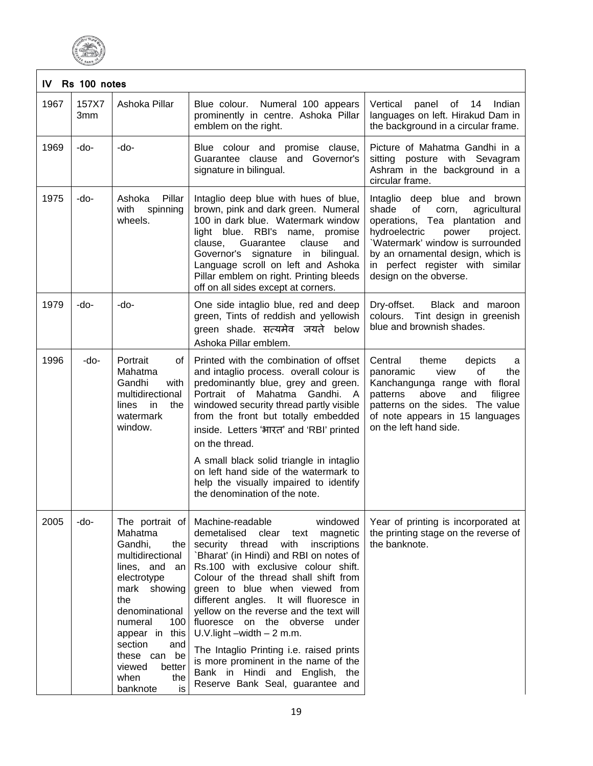| IV Rs 100 notes | | | | |
|---|---|---|---|---|
| 1967 | 157X73mm | Ashoka Pillar | Blue colour. Numeral 100 appears prominently in centre. Ashoka Pillar emblem on the right. | Vertical panel of 14 Indian languages on left. Hirakud Dam in the background in a circular frame. |
| 1969 | -do- | -do- | Blue colour and promise clause, Guarantee clause and Governor's signature in bilingual. | Picture of Mahatma Gandhi in a sitting posture with Sevagram Ashram in the background in a circular frame. |
| 1975 | -do- | Ashoka Pillar with spinning wheels. | Intaglio deep blue with hues of blue, brown, pink and dark green. Numeral 100 in dark blue. Watermark window light blue. RBI's name, promise clause, Guarantee clause and Governor's signature in bilingual. Language scroll on left and Ashoka Pillar emblem on right. Printing bleeds off on all sides except at corners. | Intaglio deep blue and brown shade of corn, agricultural operations, Tea plantation and hydroelectric power project. `Watermark' window is surrounded by an ornamental design, which is in perfect register with similar design on the obverse. |
| 1979 | -do- | -do- | One side intaglio blue, red and deep green, Tints of reddish and yellowish green shade. सत्यमेव जयते below Ashoka Pillar emblem. | Dry-offset. Black and maroon colours. Tint design in greenish blue and brownish shades. |
| 1996 | -do- | Portrait of Mahatma Gandhi with multidirectional lines in the watermark window. | Printed with the combination of offset and intaglio process. overall colour is predominantly blue, grey and green. Portrait of Mahatma Gandhi. A windowed security thread partly visible from the front but totally embedded inside. Letters 'भारत' and 'RBI' printed on the thread.<br><br>A small black solid triangle in intaglio on left hand side of the watermark to help the visually impaired to identify the denomination of the note. | Central theme depicts a panoramic view of the Kanchangunga range with floral patterns above and filigree patterns on the sides. The value of note appears in 15 languages on the left hand side. |
| 2005 | -do- | The portrait of Mahatma Gandhi, the multidirectional lines, and an electrotype mark showing the denominational numeral 100 appear in this section and these can be viewed better when the banknote is | Machine-readable windowed demetalised clear text magnetic security thread with inscriptions `Bharat' (in Hindi) and RBI on notes of Rs.100 with exclusive colour shift. Colour of the thread shall shift from green to blue when viewed from different angles. It will fluoresce in yellow on the reverse and the text will fluoresce on the obverse under U.V.light –width – 2 m.m.<br><br>The Intaglio Printing i.e. raised prints is more prominent in the name of the Bank in Hindi and English, the Reserve Bank Seal, guarantee and | Year of printing is incorporated at the printing stage on the reverse of the banknote. |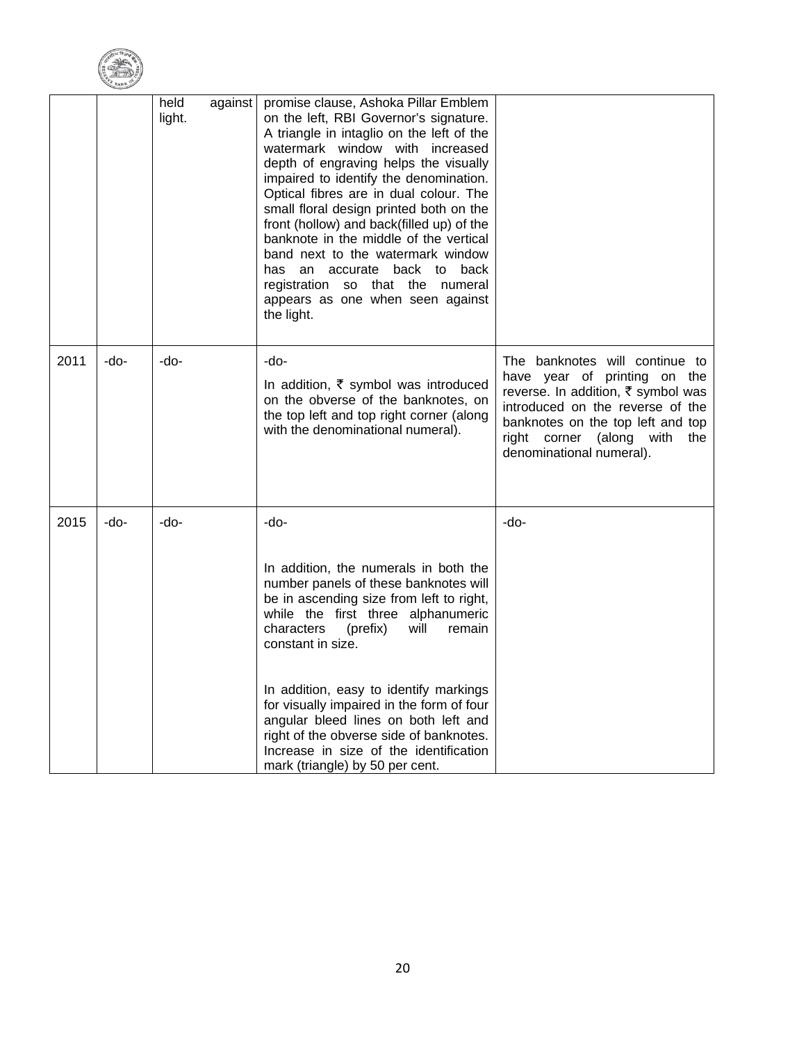| | | | | |
|---|---|---|---|---|
| | | held against light. | promise clause, Ashoka Pillar Emblem on the left, RBI Governor's signature. A triangle in intaglio on the left of the watermark window with increased depth of engraving helps the visually impaired to identify the denomination. Optical fibres are in dual colour. The small floral design printed both on the front (hollow) and back(filled up) of the banknote in the middle of the vertical band next to the watermark window has an accurate back to back registration so that the numeral appears as one when seen against the light. | |
| 2011 | -do- | -do- | -do-<br>In addition, ₹ symbol was introduced on the obverse of the banknotes, on the top left and top right corner (along with the denominational numeral). | The banknotes will continue to have year of printing on the reverse. In addition, ₹ symbol was introduced on the reverse of the banknotes on the top left and top right corner (along with the denominational numeral). |
| 2015 | -do- | -do- | -do-<br>In addition, the numerals in both the number panels of these banknotes will be in ascending size from left to right, while the first three alphanumeric characters (prefix) will remain constant in size.<br>In addition, easy to identify markings for visually impaired in the form of four angular bleed lines on both left and right of the obverse side of banknotes. Increase in size of the identification mark (triangle) by 50 per cent. | -do- |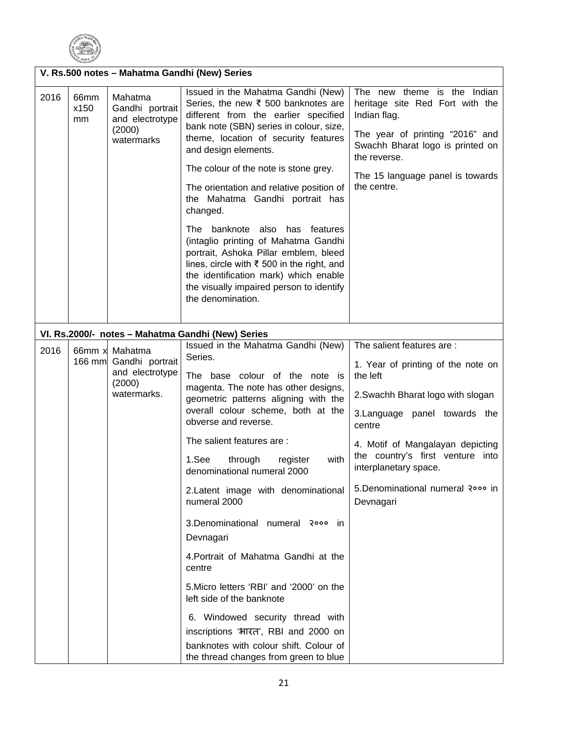| | | | | |
|---|---|---|---|---|
| **V. Rs.500 notes – Mahatma Gandhi (New) Series** | | | | |
| 2016 | 66mm x150 mm | Mahatma Gandhi portrait and electrotype (2000) watermarks | Issued in the Mahatma Gandhi (New) Series, the new ₹ 500 banknotes are different from the earlier specified bank note (SBN) series in colour, size, theme, location of security features and design elements.<br><br>The colour of the note is stone grey.<br><br>The orientation and relative position of the Mahatma Gandhi portrait has changed.<br><br>The banknote also has features (intaglio printing of Mahatma Gandhi portrait, Ashoka Pillar emblem, bleed lines, circle with ₹ 500 in the right, and the identification mark) which enable the visually impaired person to identify the denomination. | The new theme is the Indian heritage site Red Fort with the Indian flag.<br><br>The year of printing "2016" and Swachh Bharat logo is printed on the reverse.<br><br>The 15 language panel is towards the centre. |
| **VI. Rs.2000/- notes – Mahatma Gandhi (New) Series** | | | | |
| 2016 | 66mm x 166 mm | Mahatma Gandhi portrait and electrotype (2000) watermarks. | Issued in the Mahatma Gandhi (New) Series.<br><br>The base colour of the note is magenta. The note has other designs, geometric patterns aligning with the overall colour scheme, both at the obverse and reverse.<br><br>The salient features are :<br><br>1.See through register with denominational numeral 2000<br><br>2.Latent image with denominational numeral 2000<br><br>3.Denominational numeral २००० in Devnagari<br><br>4.Portrait of Mahatma Gandhi at the centre<br><br>5.Micro letters 'RBI' and '2000' on the left side of the banknote<br><br>6. Windowed security thread with inscriptions 'भारत', RBI and 2000 on banknotes with colour shift. Colour of the thread changes from green to blue | The salient features are :<br><br>1. Year of printing of the note on the left<br><br>2.Swachh Bharat logo with slogan<br><br>3.Language panel towards the centre<br><br>4. Motif of Mangalayan depicting the country's first venture into interplanetary space.<br><br>5.Denominational numeral २००० in Devnagari |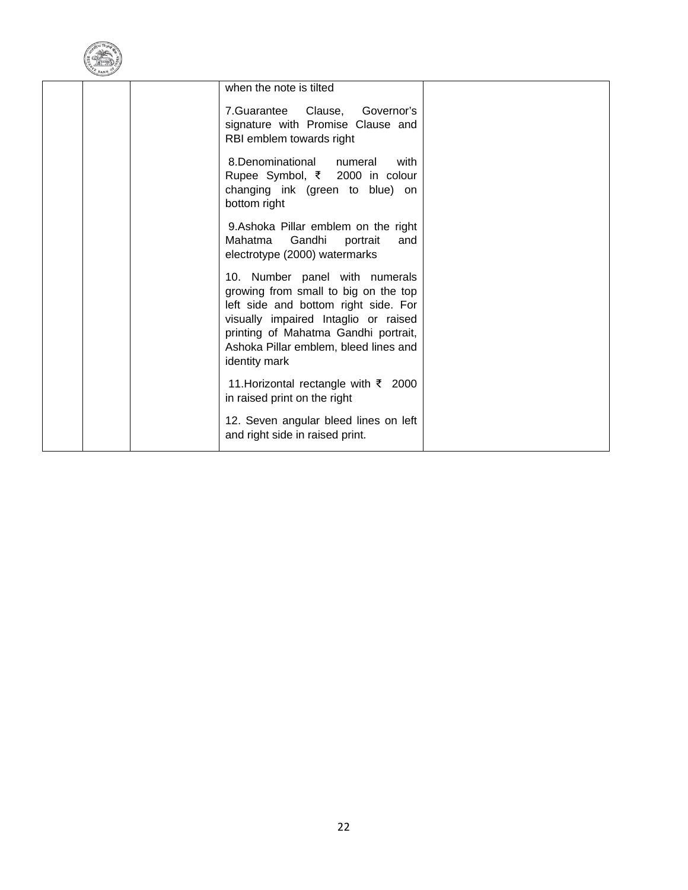| | | | | |
|---|---|---|---|---|
| | | | when the note is tilted<br><br>7.Guarantee Clause, Governor's signature with Promise Clause and RBI emblem towards right<br><br>8.Denominational numeral with Rupee Symbol, ₹ 2000 in colour changing ink (green to blue) on bottom right<br><br>9.Ashoka Pillar emblem on the right Mahatma Gandhi portrait and electrotype (2000) watermarks<br><br>10. Number panel with numerals growing from small to big on the top left side and bottom right side. For visually impaired Intaglio or raised printing of Mahatma Gandhi portrait, Ashoka Pillar emblem, bleed lines and identity mark<br><br>11.Horizontal rectangle with ₹ 2000 in raised print on the right<br><br>12. Seven angular bleed lines on left and right side in raised print. | |